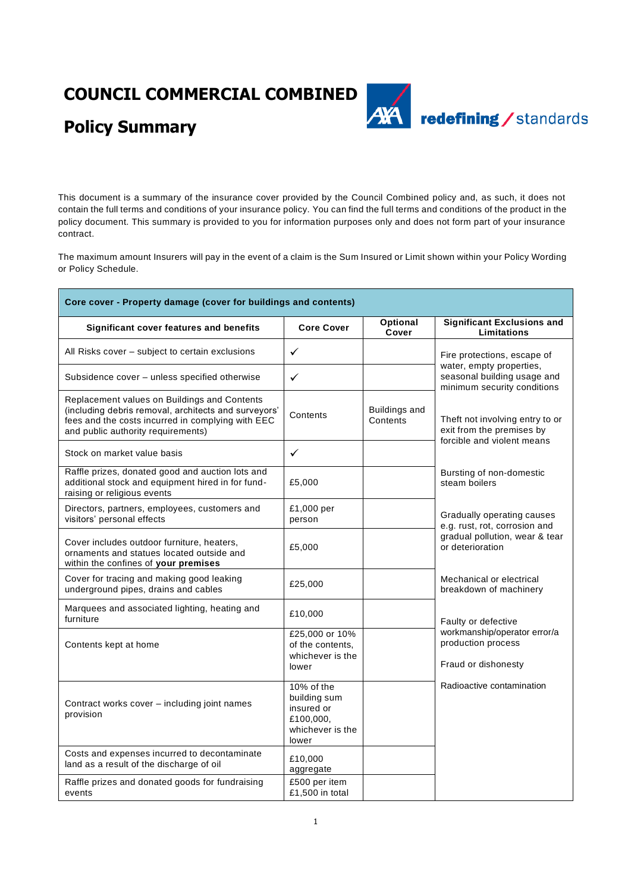# COUNCIL COMMERCIAL COMBINED

## Policy Summary

AXA redefining / standards

This document is a summary of the insurance cover provided by the Council Combined policy and, as such, it does not contain the full terms and conditions of your insurance policy. You can find the full terms and conditions of the product in the policy document. This summary is provided to you for information purposes only and does not form part of your insurance contract.

The maximum amount Insurers will pay in the event of a claim is the Sum Insured or Limit shown within your Policy Wording or Policy Schedule.

| Core cover - Property damage (cover for buildings and contents) | | | |
|---|---|---|---|
| **Significant cover features and benefits** | **Core Cover** | **Optional Cover** | **Significant Exclusions and Limitations** |
| All Risks cover – subject to certain exclusions | ✓ | | Fire protections, escape of water, empty properties, seasonal building usage and minimum security conditions |
| Subsidence cover – unless specified otherwise | ✓ | | |
| Replacement values on Buildings and Contents (including debris removal, architects and surveyors' fees and the costs incurred in complying with EEC and public authority requirements) | Contents | Buildings and Contents | Theft not involving entry to or exit from the premises by forcible and violent means |
| Stock on market value basis | ✓ | | |
| Raffle prizes, donated good and auction lots and additional stock and equipment hired in for fund-raising or religious events | £5,000 | | Bursting of non-domestic steam boilers |
| Directors, partners, employees, customers and visitors' personal effects | £1,000 per person | | Gradually operating causes e.g. rust, rot, corrosion and gradual pollution, wear & tear or deterioration |
| Cover includes outdoor furniture, heaters, ornaments and statues located outside and within the confines of **your premises** | £5,000 | | |
| Cover for tracing and making good leaking underground pipes, drains and cables | £25,000 | | Mechanical or electrical breakdown of machinery |
| Marquees and associated lighting, heating and furniture | £10,000 | | Faulty or defective workmanship/operator error/a production process |
| Contents kept at home | £25,000 or 10% of the contents, whichever is the lower | | Fraud or dishonesty |
| Contract works cover – including joint names provision | 10% of the building sum insured or £100,000, whichever is the lower | | Radioactive contamination |
| Costs and expenses incurred to decontaminate land as a result of the discharge of oil | £10,000 aggregate | | |
| Raffle prizes and donated goods for fundraising events | £500 per item £1,500 in total | | |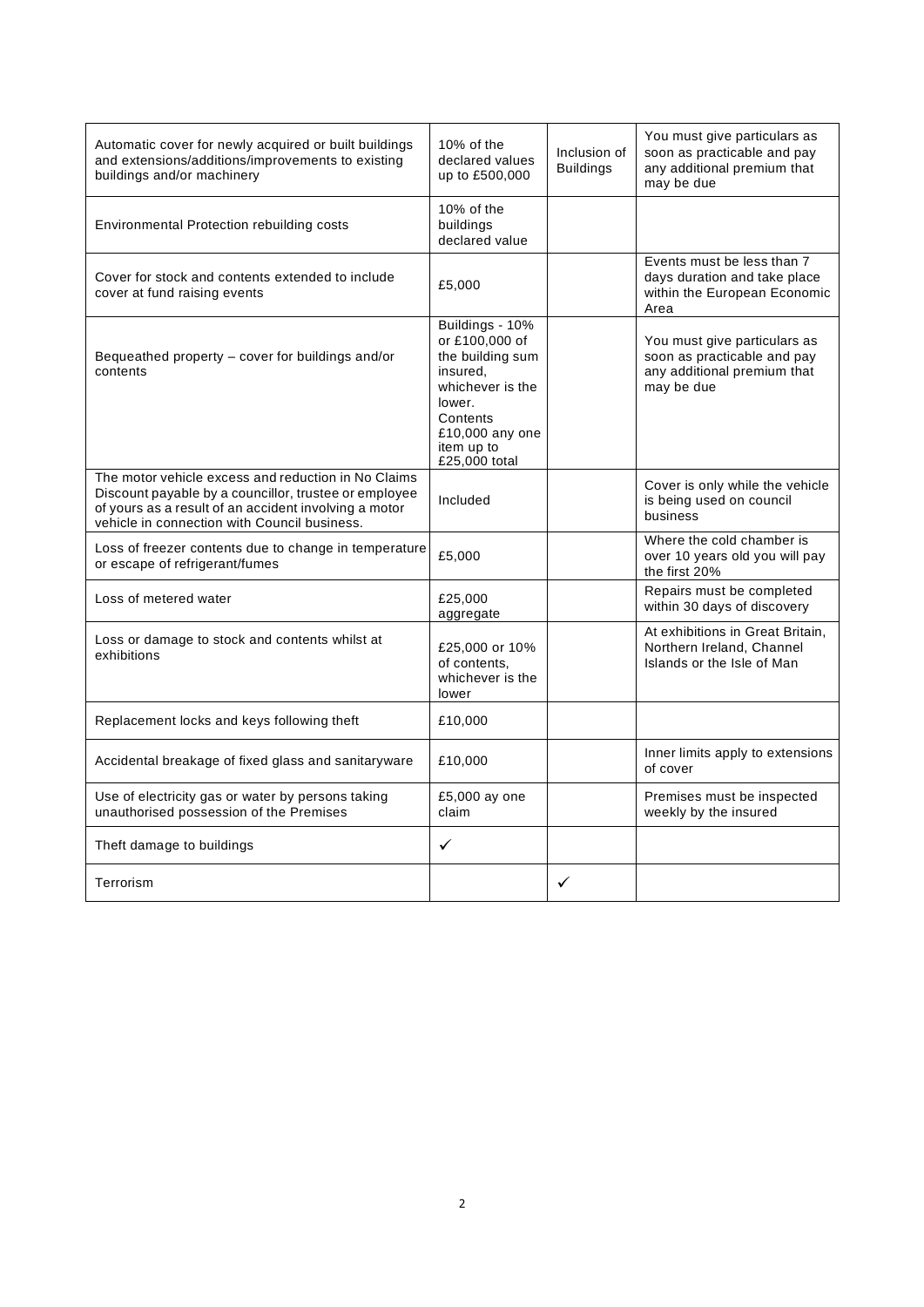| | | | |
|---|---|---|---|
| Automatic cover for newly acquired or built buildings and extensions/additions/improvements to existing buildings and/or machinery | 10% of the declared values up to £500,000 | Inclusion of Buildings | You must give particulars as soon as practicable and pay any additional premium that may be due |
| Environmental Protection rebuilding costs | 10% of the buildings declared value | | |
| Cover for stock and contents extended to include cover at fund raising events | £5,000 | | Events must be less than 7 days duration and take place within the European Economic Area |
| Bequeathed property – cover for buildings and/or contents | Buildings - 10% or £100,000 of the building sum insured, whichever is the lower. Contents £10,000 any one item up to £25,000 total | | You must give particulars as soon as practicable and pay any additional premium that may be due |
| The motor vehicle excess and reduction in No Claims Discount payable by a councillor, trustee or employee of yours as a result of an accident involving a motor vehicle in connection with Council business. | Included | | Cover is only while the vehicle is being used on council business |
| Loss of freezer contents due to change in temperature or escape of refrigerant/fumes | £5,000 | | Where the cold chamber is over 10 years old you will pay the first 20% |
| Loss of metered water | £25,000 aggregate | | Repairs must be completed within 30 days of discovery |
| Loss or damage to stock and contents whilst at exhibitions | £25,000 or 10% of contents, whichever is the lower | | At exhibitions in Great Britain, Northern Ireland, Channel Islands or the Isle of Man |
| Replacement locks and keys following theft | £10,000 | | |
| Accidental breakage of fixed glass and sanitaryware | £10,000 | | Inner limits apply to extensions of cover |
| Use of electricity gas or water by persons taking unauthorised possession of the Premises | £5,000 ay one claim | | Premises must be inspected weekly by the insured |
| Theft damage to buildings | ✓ | | |
| Terrorism | | ✓ | |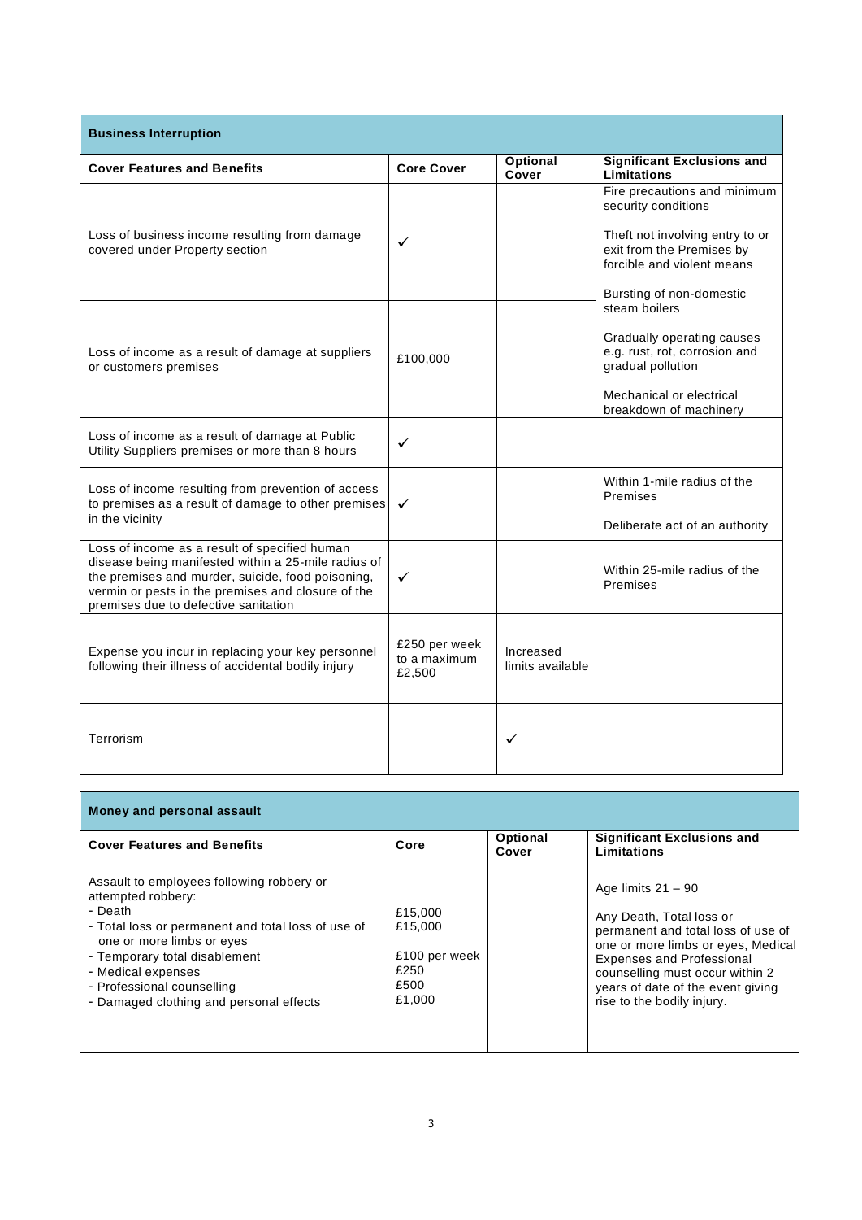| Business Interruption | | | |
|---|---|---|---|
| **Cover Features and Benefits** | **Core Cover** | **Optional Cover** | **Significant Exclusions and Limitations** |
| Loss of business income resulting from damage covered under Property section | ✓ | | Fire precautions and minimum security conditions<br><br>Theft not involving entry to or exit from the Premises by forcible and violent means<br><br>Bursting of non-domestic steam boilers<br><br>Gradually operating causes e.g. rust, rot, corrosion and gradual pollution<br><br>Mechanical or electrical breakdown of machinery |
| Loss of income as a result of damage at suppliers or customers premises | £100,000 | | |
| Loss of income as a result of damage at Public Utility Suppliers premises or more than 8 hours | ✓ | | |
| Loss of income resulting from prevention of access to premises as a result of damage to other premises in the vicinity | ✓ | | Within 1-mile radius of the Premises<br><br>Deliberate act of an authority |
| Loss of income as a result of specified human disease being manifested within a 25-mile radius of the premises and murder, suicide, food poisoning, vermin or pests in the premises and closure of the premises due to defective sanitation | ✓ | | Within 25-mile radius of the Premises |
| Expense you incur in replacing your key personnel following their illness of accidental bodily injury | £250 per week to a maximum £2,500 | Increased limits available | |
| Terrorism | | ✓ | |

| Money and personal assault | | | |
|---|---|---|---|
| **Cover Features and Benefits** | **Core** | **Optional Cover** | **Significant Exclusions and Limitations** |
| Assault to employees following robbery or attempted robbery:<br>- Death<br>- Total loss or permanent and total loss of use of one or more limbs or eyes<br>- Temporary total disablement<br>- Medical expenses<br>- Professional counselling<br>- Damaged clothing and personal effects | <br><br>£15,000<br>£15,000<br><br>£100 per week<br>£250<br>£500<br>£1,000 | | Age limits 21 – 90<br><br>Any Death, Total loss or permanent and total loss of use of one or more limbs or eyes, Medical Expenses and Professional counselling must occur within 2 years of date of the event giving rise to the bodily injury. |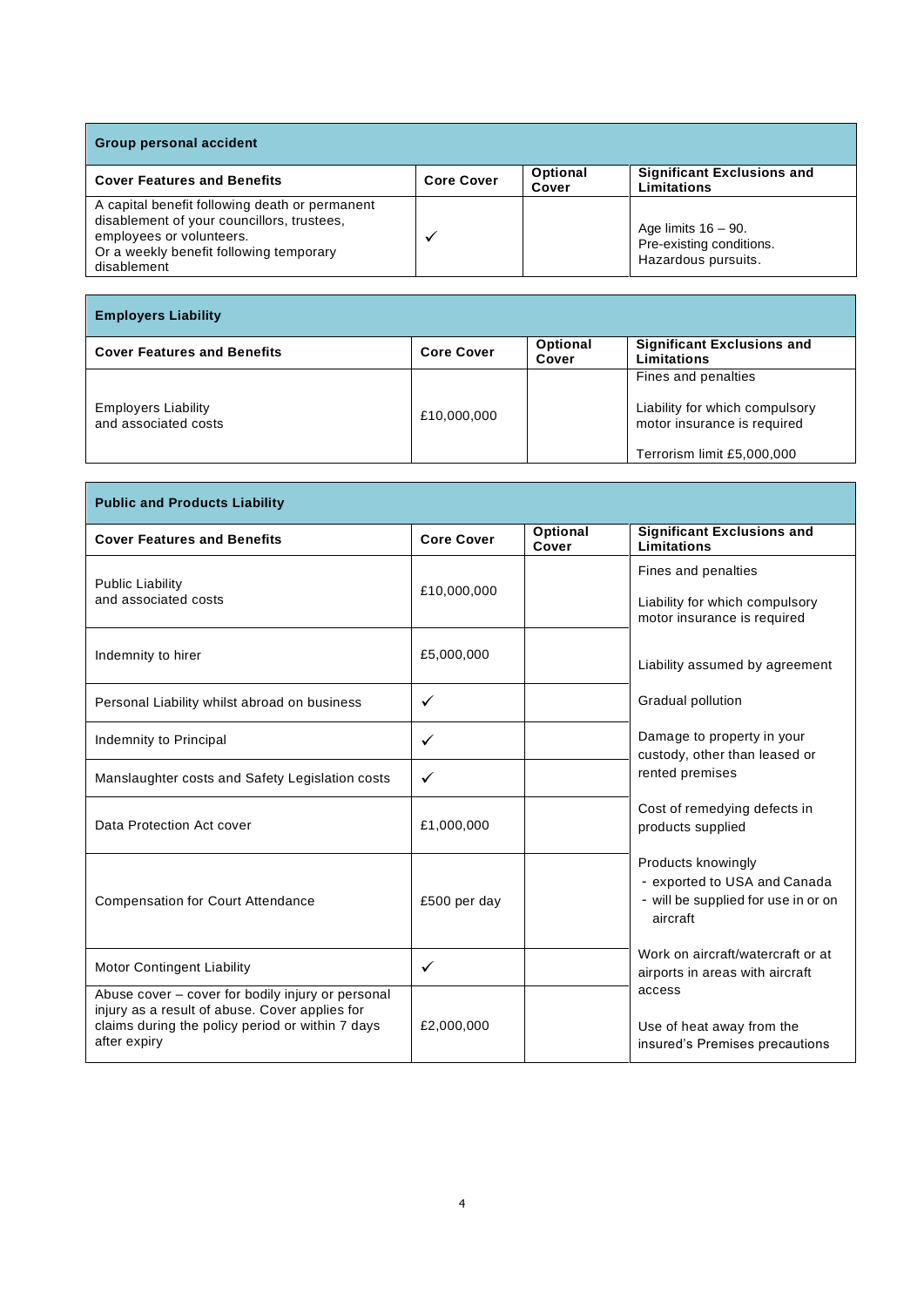| Group personal accident | | | |
|---|---|---|---|
| **Cover Features and Benefits** | **Core Cover** | **Optional Cover** | **Significant Exclusions and Limitations** |
| A capital benefit following death or permanent disablement of your councillors, trustees, employees or volunteers. Or a weekly benefit following temporary disablement | ✓ | | Age limits 16 – 90. Pre-existing conditions. Hazardous pursuits. |

| Employers Liability | | | |
|---|---|---|---|
| **Cover Features and Benefits** | **Core Cover** | **Optional Cover** | **Significant Exclusions and Limitations** |
| Employers Liability and associated costs | £10,000,000 | | Fines and penalties<br><br>Liability for which compulsory motor insurance is required<br><br>Terrorism limit £5,000,000 |

| Public and Products Liability | | | |
|---|---|---|---|
| **Cover Features and Benefits** | **Core Cover** | **Optional Cover** | **Significant Exclusions and Limitations** |
| Public Liability and associated costs | £10,000,000 | | Fines and penalties<br><br>Liability for which compulsory motor insurance is required<br><br>Liability assumed by agreement<br><br>Gradual pollution<br><br>Damage to property in your custody, other than leased or rented premises<br><br>Cost of remedying defects in products supplied<br><br>Products knowingly<br>- exported to USA and Canada<br>- will be supplied for use in or on aircraft<br><br>Work on aircraft/watercraft or at airports in areas with aircraft access<br><br>Use of heat away from the insured's Premises precautions |
| Indemnity to hirer | £5,000,000 | | |
| Personal Liability whilst abroad on business | ✓ | | |
| Indemnity to Principal | ✓ | | |
| Manslaughter costs and Safety Legislation costs | ✓ | | |
| Data Protection Act cover | £1,000,000 | | |
| Compensation for Court Attendance | £500 per day | | |
| Motor Contingent Liability | ✓ | | |
| Abuse cover – cover for bodily injury or personal injury as a result of abuse. Cover applies for claims during the policy period or within 7 days after expiry | £2,000,000 | | |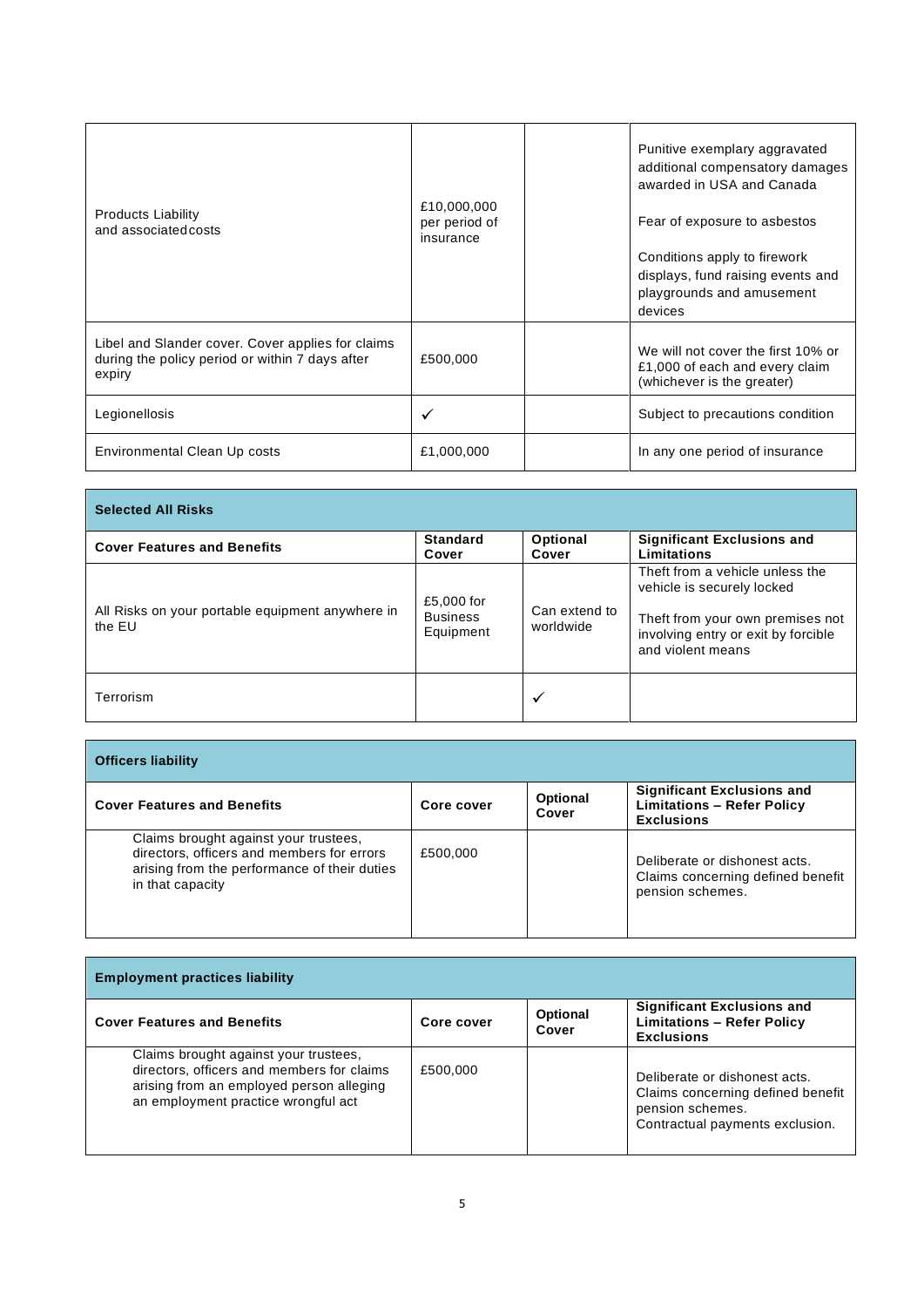| | | | |
|---|---|---|---|
| Products Liability and associated costs | £10,000,000 per period of insurance | | Punitive exemplary aggravated additional compensatory damages awarded in USA and Canada<br><br>Fear of exposure to asbestos<br><br>Conditions apply to firework displays, fund raising events and playgrounds and amusement devices |
| Libel and Slander cover. Cover applies for claims during the policy period or within 7 days after expiry | £500,000 | | We will not cover the first 10% or £1,000 of each and every claim (whichever is the greater) |
| Legionellosis | ✓ | | Subject to precautions condition |
| Environmental Clean Up costs | £1,000,000 | | In any one period of insurance |

| **Selected All Risks** | | | |
|---|---|---|---|
| **Cover Features and Benefits** | **Standard Cover** | **Optional Cover** | **Significant Exclusions and Limitations** |
| All Risks on your portable equipment anywhere in the EU | £5,000 for Business Equipment | Can extend to worldwide | Theft from a vehicle unless the vehicle is securely locked<br><br>Theft from your own premises not involving entry or exit by forcible and violent means |
| Terrorism | | ✓ | |

| **Officers liability** | | | |
|---|---|---|---|
| **Cover Features and Benefits** | **Core cover** | **Optional Cover** | **Significant Exclusions and Limitations – Refer Policy Exclusions** |
| Claims brought against your trustees, directors, officers and members for errors arising from the performance of their duties in that capacity | £500,000 | | Deliberate or dishonest acts. Claims concerning defined benefit pension schemes. |

| **Employment practices liability** | | | |
|---|---|---|---|
| **Cover Features and Benefits** | **Core cover** | **Optional Cover** | **Significant Exclusions and Limitations – Refer Policy Exclusions** |
| Claims brought against your trustees, directors, officers and members for claims arising from an employed person alleging an employment practice wrongful act | £500,000 | | Deliberate or dishonest acts. Claims concerning defined benefit pension schemes. Contractual payments exclusion. |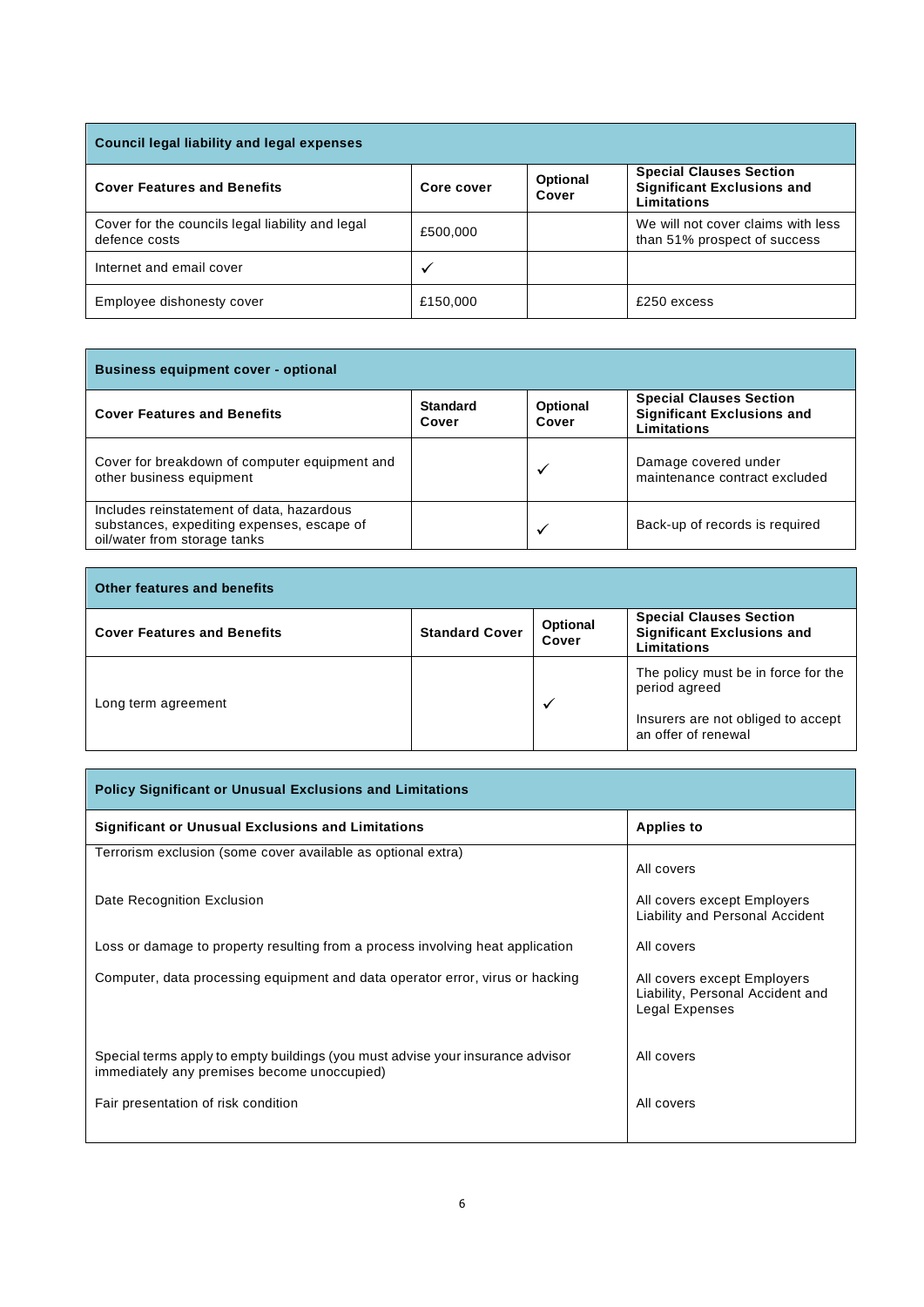| Council legal liability and legal expenses | | | |
|---|---|---|---|
| **Cover Features and Benefits** | **Core cover** | **Optional Cover** | **Special Clauses Section Significant Exclusions and Limitations** |
| Cover for the councils legal liability and legal defence costs | £500,000 | | We will not cover claims with less than 51% prospect of success |
| Internet and email cover | ✓ | | |
| Employee dishonesty cover | £150,000 | | £250 excess |

| Business equipment cover - optional | | | |
|---|---|---|---|
| **Cover Features and Benefits** | **Standard Cover** | **Optional Cover** | **Special Clauses Section Significant Exclusions and Limitations** |
| Cover for breakdown of computer equipment and other business equipment | | ✓ | Damage covered under maintenance contract excluded |
| Includes reinstatement of data, hazardous substances, expediting expenses, escape of oil/water from storage tanks | | ✓ | Back-up of records is required |

| Other features and benefits | | | |
|---|---|---|---|
| **Cover Features and Benefits** | **Standard Cover** | **Optional Cover** | **Special Clauses Section Significant Exclusions and Limitations** |
| Long term agreement | | ✓ | The policy must be in force for the period agreed<br><br>Insurers are not obliged to accept an offer of renewal |

| Policy Significant or Unusual Exclusions and Limitations | |
|---|---|
| **Significant or Unusual Exclusions and Limitations** | **Applies to** |
| Terrorism exclusion (some cover available as optional extra) | All covers |
| Date Recognition Exclusion | All covers except Employers Liability and Personal Accident |
| Loss or damage to property resulting from a process involving heat application | All covers |
| Computer, data processing equipment and data operator error, virus or hacking | All covers except Employers Liability, Personal Accident and Legal Expenses |
| Special terms apply to empty buildings (you must advise your insurance advisor immediately any premises become unoccupied) | All covers |
| Fair presentation of risk condition | All covers |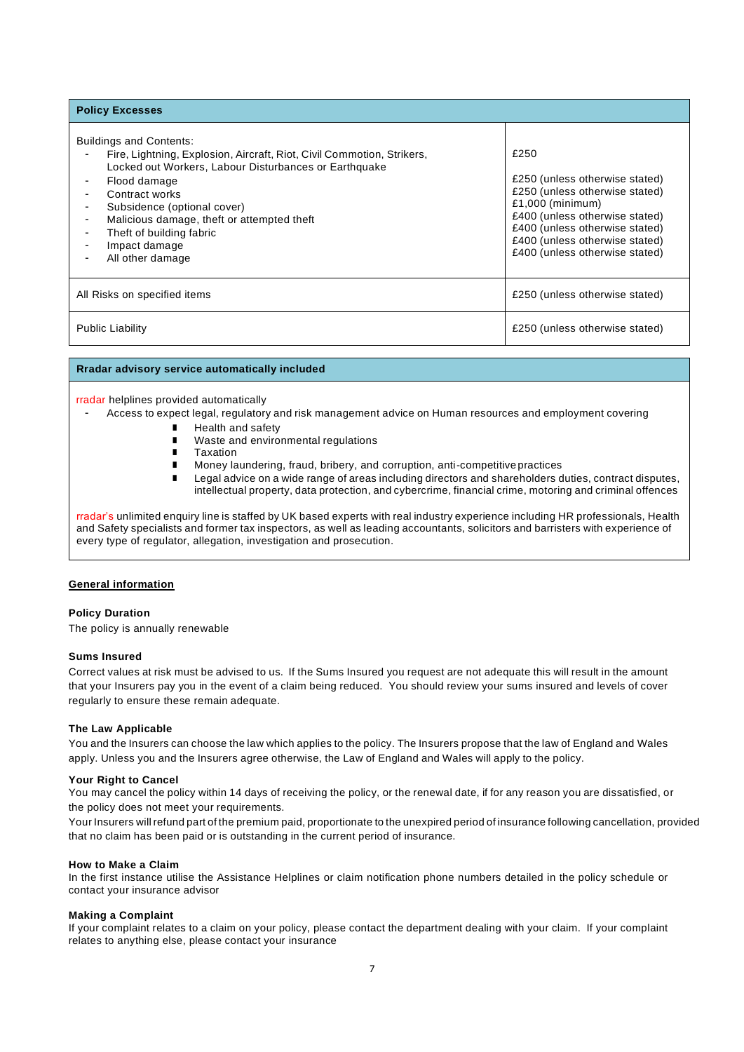| Policy Excesses | |
|---|---|
| Buildings and Contents:<br>- Fire, Lightning, Explosion, Aircraft, Riot, Civil Commotion, Strikers, Locked out Workers, Labour Disturbances or Earthquake<br>- Flood damage<br>- Contract works<br>- Subsidence (optional cover)<br>- Malicious damage, theft or attempted theft<br>- Theft of building fabric<br>- Impact damage<br>- All other damage | £250<br><br>£250 (unless otherwise stated)<br>£250 (unless otherwise stated)<br>£1,000 (minimum)<br>£400 (unless otherwise stated)<br>£400 (unless otherwise stated)<br>£400 (unless otherwise stated)<br>£400 (unless otherwise stated) |
| All Risks on specified items | £250 (unless otherwise stated) |
| Public Liability | £250 (unless otherwise stated) |

**Rradar advisory service automatically included**

rradar helplines provided automatically

- Access to expect legal, regulatory and risk management advice on Human resources and employment covering
  - Health and safety
  - Waste and environmental regulations
  - Taxation
  - Money laundering, fraud, bribery, and corruption, anti-competitive practices
  - Legal advice on a wide range of areas including directors and shareholders duties, contract disputes, intellectual property, data protection, and cybercrime, financial crime, motoring and criminal offences

rradar's unlimited enquiry line is staffed by UK based experts with real industry experience including HR professionals, Health and Safety specialists and former tax inspectors, as well as leading accountants, solicitors and barristers with experience of every type of regulator, allegation, investigation and prosecution.

## General information

### Policy Duration

The policy is annually renewable

### Sums Insured

Correct values at risk must be advised to us. If the Sums Insured you request are not adequate this will result in the amount that your Insurers pay you in the event of a claim being reduced. You should review your sums insured and levels of cover regularly to ensure these remain adequate.

### The Law Applicable

You and the Insurers can choose the law which applies to the policy. The Insurers propose that the law of England and Wales apply. Unless you and the Insurers agree otherwise, the Law of England and Wales will apply to the policy.

### Your Right to Cancel

You may cancel the policy within 14 days of receiving the policy, or the renewal date, if for any reason you are dissatisfied, or the policy does not meet your requirements.

Your Insurers will refund part of the premium paid, proportionate to the unexpired period of insurance following cancellation, provided that no claim has been paid or is outstanding in the current period of insurance.

### How to Make a Claim

In the first instance utilise the Assistance Helplines or claim notification phone numbers detailed in the policy schedule or contact your insurance advisor

### Making a Complaint

If your complaint relates to a claim on your policy, please contact the department dealing with your claim. If your complaint relates to anything else, please contact your insurance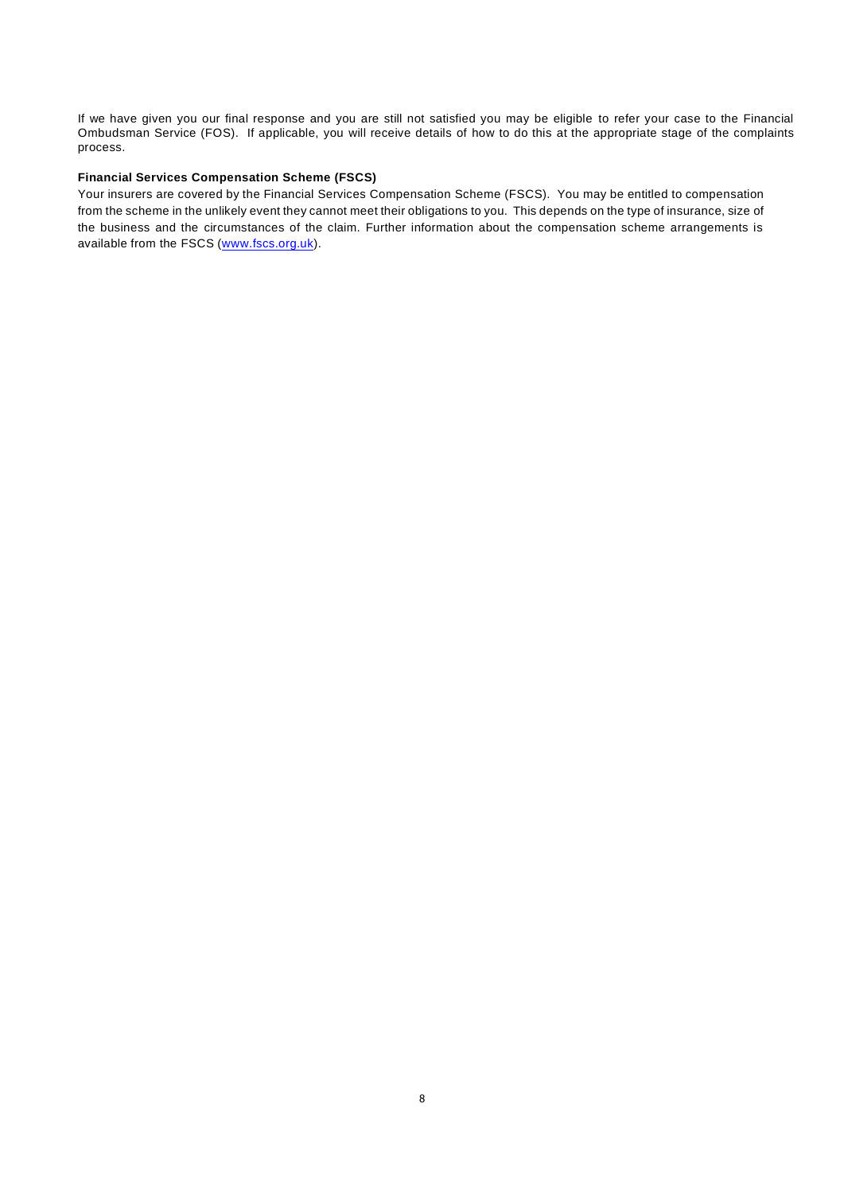If we have given you our final response and you are still not satisfied you may be eligible to refer your case to the Financial Ombudsman Service (FOS). If applicable, you will receive details of how to do this at the appropriate stage of the complaints process.

**Financial Services Compensation Scheme (FSCS)**

Your insurers are covered by the Financial Services Compensation Scheme (FSCS). You may be entitled to compensation from the scheme in the unlikely event they cannot meet their obligations to you. This depends on the type of insurance, size of the business and the circumstances of the claim. Further information about the compensation scheme arrangements is available from the FSCS (www.fscs.org.uk).